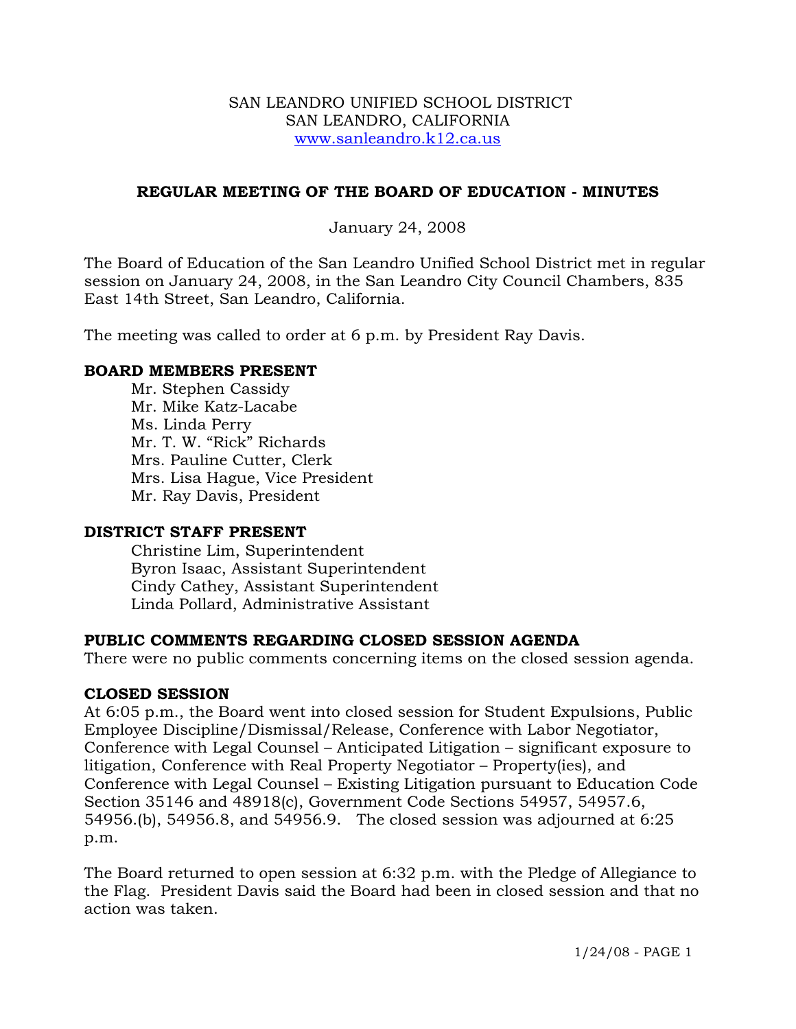SAN LEANDRO UNIFIED SCHOOL DISTRICT
SAN LEANDRO, CALIFORNIA
www.sanleandro.k12.ca.us

## REGULAR MEETING OF THE BOARD OF EDUCATION - MINUTES

January 24, 2008

The Board of Education of the San Leandro Unified School District met in regular session on January 24, 2008, in the San Leandro City Council Chambers, 835 East 14th Street, San Leandro, California.

The meeting was called to order at 6 p.m. by President Ray Davis.

### BOARD MEMBERS PRESENT

Mr. Stephen Cassidy
Mr. Mike Katz-Lacabe
Ms. Linda Perry
Mr. T. W. "Rick" Richards
Mrs. Pauline Cutter, Clerk
Mrs. Lisa Hague, Vice President
Mr. Ray Davis, President

### DISTRICT STAFF PRESENT

Christine Lim, Superintendent
Byron Isaac, Assistant Superintendent
Cindy Cathey, Assistant Superintendent
Linda Pollard, Administrative Assistant

### PUBLIC COMMENTS REGARDING CLOSED SESSION AGENDA

There were no public comments concerning items on the closed session agenda.

### CLOSED SESSION

At 6:05 p.m., the Board went into closed session for Student Expulsions, Public Employee Discipline/Dismissal/Release, Conference with Labor Negotiator, Conference with Legal Counsel – Anticipated Litigation – significant exposure to litigation, Conference with Real Property Negotiator – Property(ies), and Conference with Legal Counsel – Existing Litigation pursuant to Education Code Section 35146 and 48918(c), Government Code Sections 54957, 54957.6, 54956.(b), 54956.8, and 54956.9. The closed session was adjourned at 6:25 p.m.

The Board returned to open session at 6:32 p.m. with the Pledge of Allegiance to the Flag. President Davis said the Board had been in closed session and that no action was taken.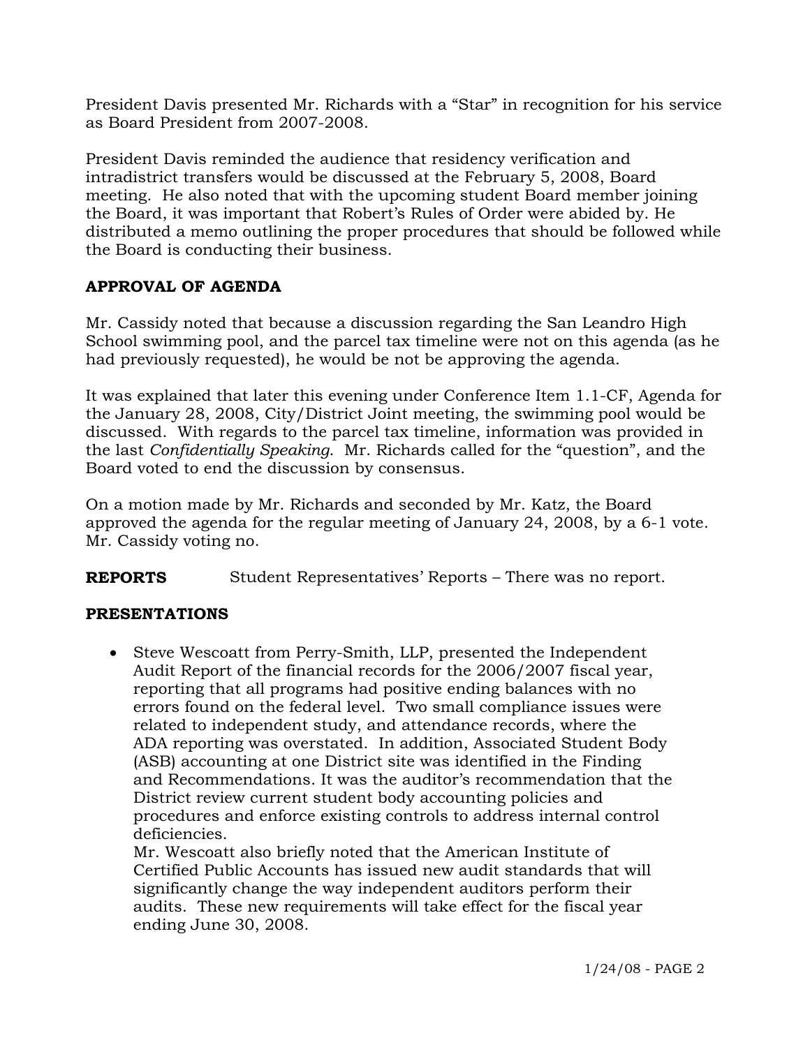President Davis presented Mr. Richards with a "Star" in recognition for his service as Board President from 2007-2008.

President Davis reminded the audience that residency verification and intradistrict transfers would be discussed at the February 5, 2008, Board meeting. He also noted that with the upcoming student Board member joining the Board, it was important that Robert's Rules of Order were abided by. He distributed a memo outlining the proper procedures that should be followed while the Board is conducting their business.

**APPROVAL OF AGENDA**

Mr. Cassidy noted that because a discussion regarding the San Leandro High School swimming pool, and the parcel tax timeline were not on this agenda (as he had previously requested), he would be not be approving the agenda.

It was explained that later this evening under Conference Item 1.1-CF, Agenda for the January 28, 2008, City/District Joint meeting, the swimming pool would be discussed. With regards to the parcel tax timeline, information was provided in the last *Confidentially Speaking*. Mr. Richards called for the "question", and the Board voted to end the discussion by consensus.

On a motion made by Mr. Richards and seconded by Mr. Katz, the Board approved the agenda for the regular meeting of January 24, 2008, by a 6-1 vote. Mr. Cassidy voting no.

**REPORTS** Student Representatives' Reports – There was no report.

**PRESENTATIONS**

- Steve Wescoatt from Perry-Smith, LLP, presented the Independent Audit Report of the financial records for the 2006/2007 fiscal year, reporting that all programs had positive ending balances with no errors found on the federal level. Two small compliance issues were related to independent study, and attendance records, where the ADA reporting was overstated. In addition, Associated Student Body (ASB) accounting at one District site was identified in the Finding and Recommendations. It was the auditor's recommendation that the District review current student body accounting policies and procedures and enforce existing controls to address internal control deficiencies.
  Mr. Wescoatt also briefly noted that the American Institute of Certified Public Accounts has issued new audit standards that will significantly change the way independent auditors perform their audits. These new requirements will take effect for the fiscal year ending June 30, 2008.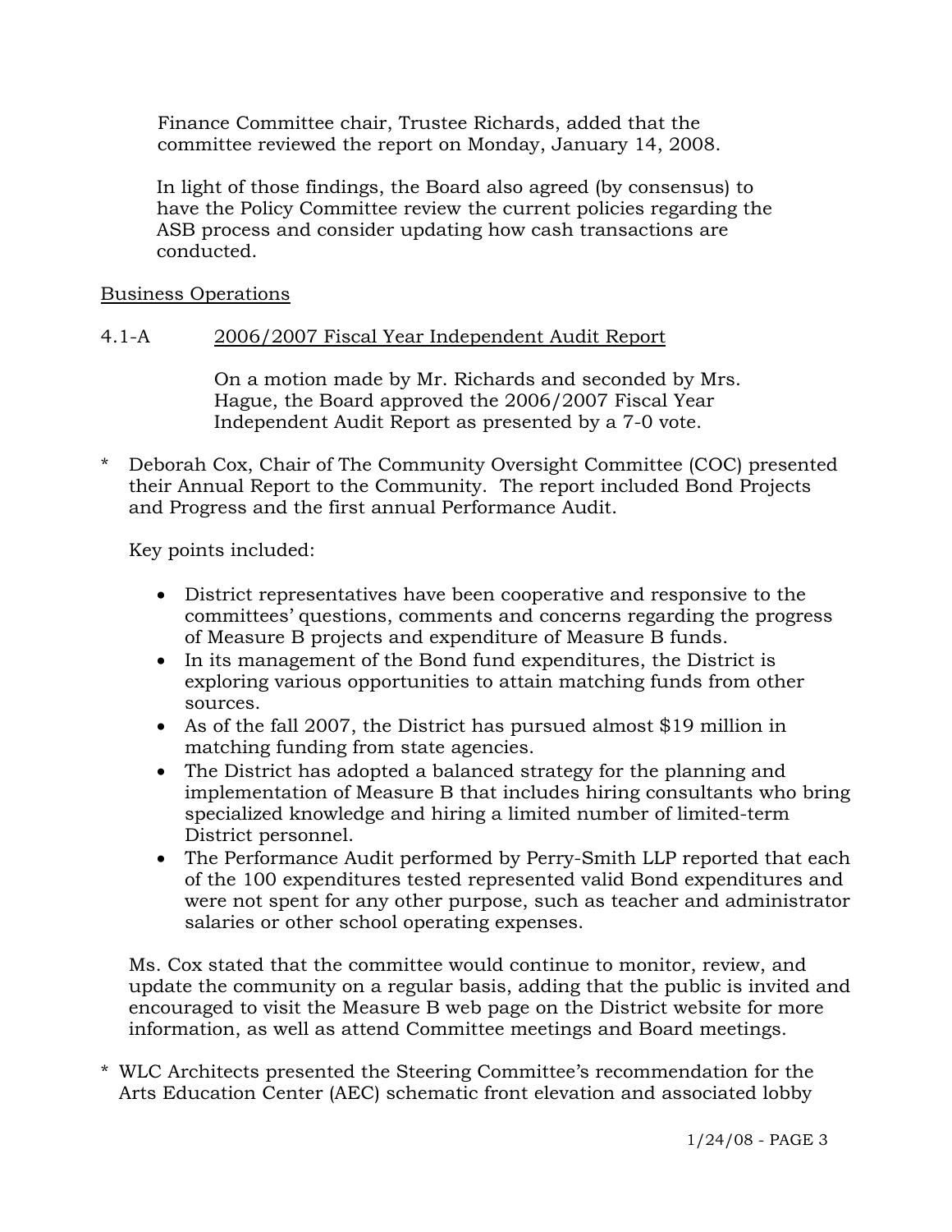Finance Committee chair, Trustee Richards, added that the committee reviewed the report on Monday, January 14, 2008.

In light of those findings, the Board also agreed (by consensus) to have the Policy Committee review the current policies regarding the ASB process and consider updating how cash transactions are conducted.

<u>Business Operations</u>

4.1-A <u>2006/2007 Fiscal Year Independent Audit Report</u>

On a motion made by Mr. Richards and seconded by Mrs. Hague, the Board approved the 2006/2007 Fiscal Year Independent Audit Report as presented by a 7-0 vote.

\* Deborah Cox, Chair of The Community Oversight Committee (COC) presented their Annual Report to the Community. The report included Bond Projects and Progress and the first annual Performance Audit.

Key points included:

- District representatives have been cooperative and responsive to the committees' questions, comments and concerns regarding the progress of Measure B projects and expenditure of Measure B funds.
- In its management of the Bond fund expenditures, the District is exploring various opportunities to attain matching funds from other sources.
- As of the fall 2007, the District has pursued almost $19 million in matching funding from state agencies.
- The District has adopted a balanced strategy for the planning and implementation of Measure B that includes hiring consultants who bring specialized knowledge and hiring a limited number of limited-term District personnel.
- The Performance Audit performed by Perry-Smith LLP reported that each of the 100 expenditures tested represented valid Bond expenditures and were not spent for any other purpose, such as teacher and administrator salaries or other school operating expenses.

Ms. Cox stated that the committee would continue to monitor, review, and update the community on a regular basis, adding that the public is invited and encouraged to visit the Measure B web page on the District website for more information, as well as attend Committee meetings and Board meetings.

\* WLC Architects presented the Steering Committee's recommendation for the Arts Education Center (AEC) schematic front elevation and associated lobby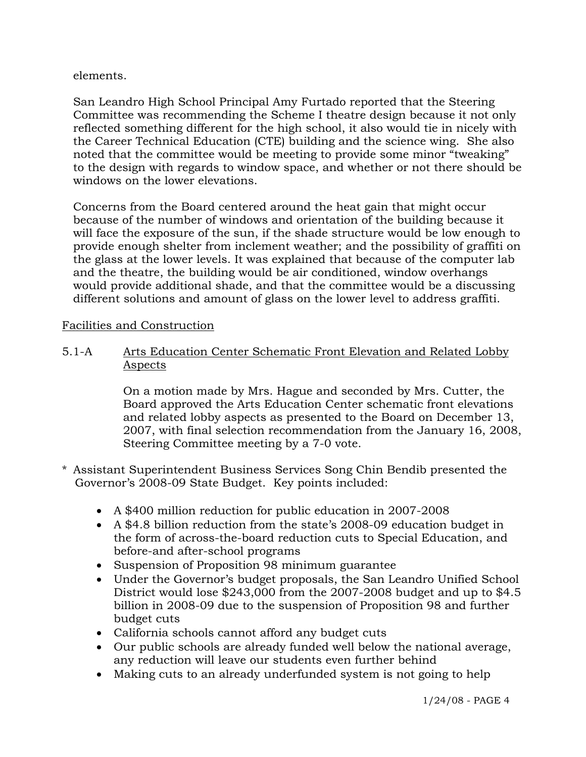elements.

San Leandro High School Principal Amy Furtado reported that the Steering Committee was recommending the Scheme I theatre design because it not only reflected something different for the high school, it also would tie in nicely with the Career Technical Education (CTE) building and the science wing. She also noted that the committee would be meeting to provide some minor "tweaking" to the design with regards to window space, and whether or not there should be windows on the lower elevations.

Concerns from the Board centered around the heat gain that might occur because of the number of windows and orientation of the building because it will face the exposure of the sun, if the shade structure would be low enough to provide enough shelter from inclement weather; and the possibility of graffiti on the glass at the lower levels. It was explained that because of the computer lab and the theatre, the building would be air conditioned, window overhangs would provide additional shade, and that the committee would be a discussing different solutions and amount of glass on the lower level to address graffiti.

<u>Facilities and Construction</u>

5.1-A <u>Arts Education Center Schematic Front Elevation and Related Lobby Aspects</u>

On a motion made by Mrs. Hague and seconded by Mrs. Cutter, the Board approved the Arts Education Center schematic front elevations and related lobby aspects as presented to the Board on December 13, 2007, with final selection recommendation from the January 16, 2008, Steering Committee meeting by a 7-0 vote.

* Assistant Superintendent Business Services Song Chin Bendib presented the Governor's 2008-09 State Budget. Key points included:

- A $400 million reduction for public education in 2007-2008
- A $4.8 billion reduction from the state's 2008-09 education budget in the form of across-the-board reduction cuts to Special Education, and before-and after-school programs
- Suspension of Proposition 98 minimum guarantee
- Under the Governor's budget proposals, the San Leandro Unified School District would lose $243,000 from the 2007-2008 budget and up to $4.5 billion in 2008-09 due to the suspension of Proposition 98 and further budget cuts
- California schools cannot afford any budget cuts
- Our public schools are already funded well below the national average, any reduction will leave our students even further behind
- Making cuts to an already underfunded system is not going to help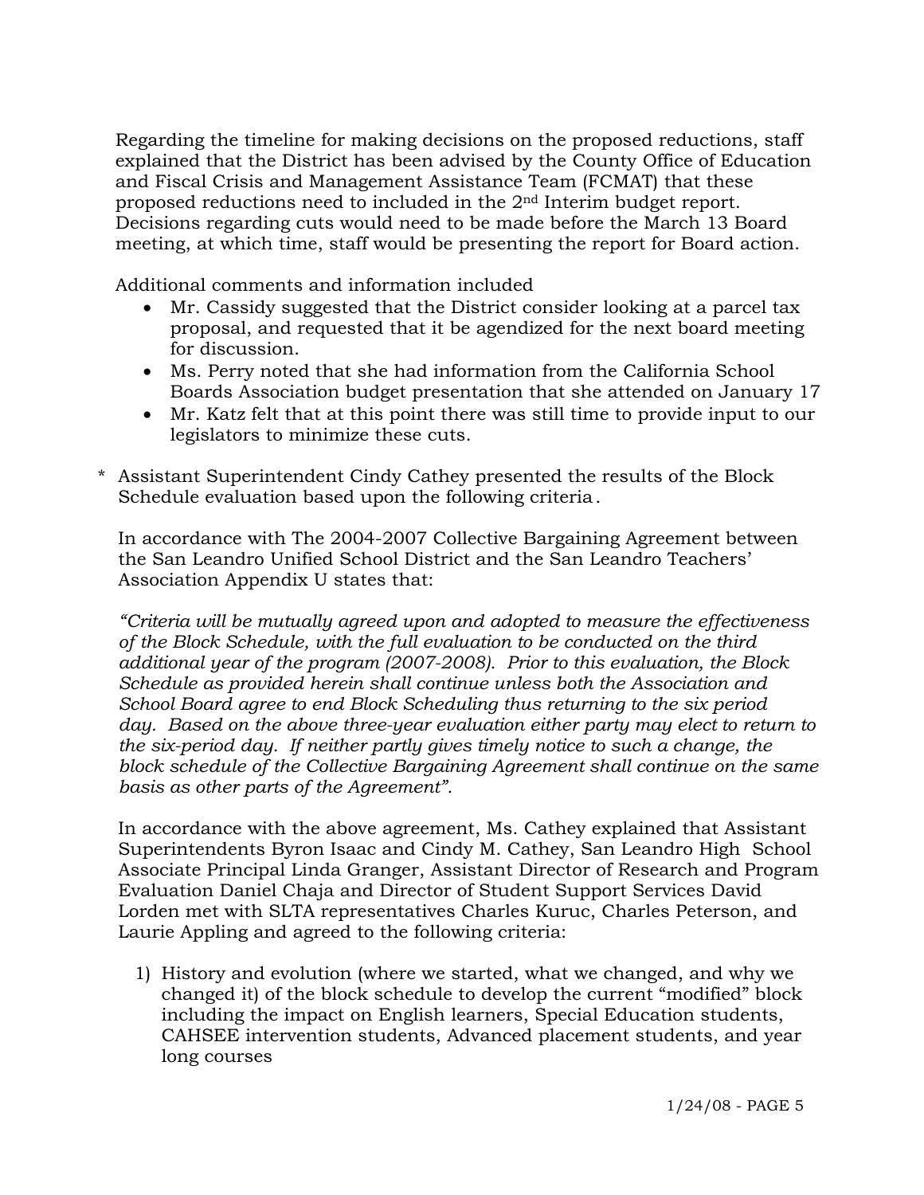Regarding the timeline for making decisions on the proposed reductions, staff explained that the District has been advised by the County Office of Education and Fiscal Crisis and Management Assistance Team (FCMAT) that these proposed reductions need to included in the 2nd Interim budget report. Decisions regarding cuts would need to be made before the March 13 Board meeting, at which time, staff would be presenting the report for Board action.

Additional comments and information included

- Mr. Cassidy suggested that the District consider looking at a parcel tax proposal, and requested that it be agendized for the next board meeting for discussion.
- Ms. Perry noted that she had information from the California School Boards Association budget presentation that she attended on January 17
- Mr. Katz felt that at this point there was still time to provide input to our legislators to minimize these cuts.

\* Assistant Superintendent Cindy Cathey presented the results of the Block Schedule evaluation based upon the following criteria.

In accordance with The 2004-2007 Collective Bargaining Agreement between the San Leandro Unified School District and the San Leandro Teachers' Association Appendix U states that:

*"Criteria will be mutually agreed upon and adopted to measure the effectiveness of the Block Schedule, with the full evaluation to be conducted on the third additional year of the program (2007-2008). Prior to this evaluation, the Block Schedule as provided herein shall continue unless both the Association and School Board agree to end Block Scheduling thus returning to the six period day. Based on the above three-year evaluation either party may elect to return to the six-period day. If neither partly gives timely notice to such a change, the block schedule of the Collective Bargaining Agreement shall continue on the same basis as other parts of the Agreement".*

In accordance with the above agreement, Ms. Cathey explained that Assistant Superintendents Byron Isaac and Cindy M. Cathey, San Leandro High School Associate Principal Linda Granger, Assistant Director of Research and Program Evaluation Daniel Chaja and Director of Student Support Services David Lorden met with SLTA representatives Charles Kuruc, Charles Peterson, and Laurie Appling and agreed to the following criteria:

1) History and evolution (where we started, what we changed, and why we changed it) of the block schedule to develop the current "modified" block including the impact on English learners, Special Education students, CAHSEE intervention students, Advanced placement students, and year long courses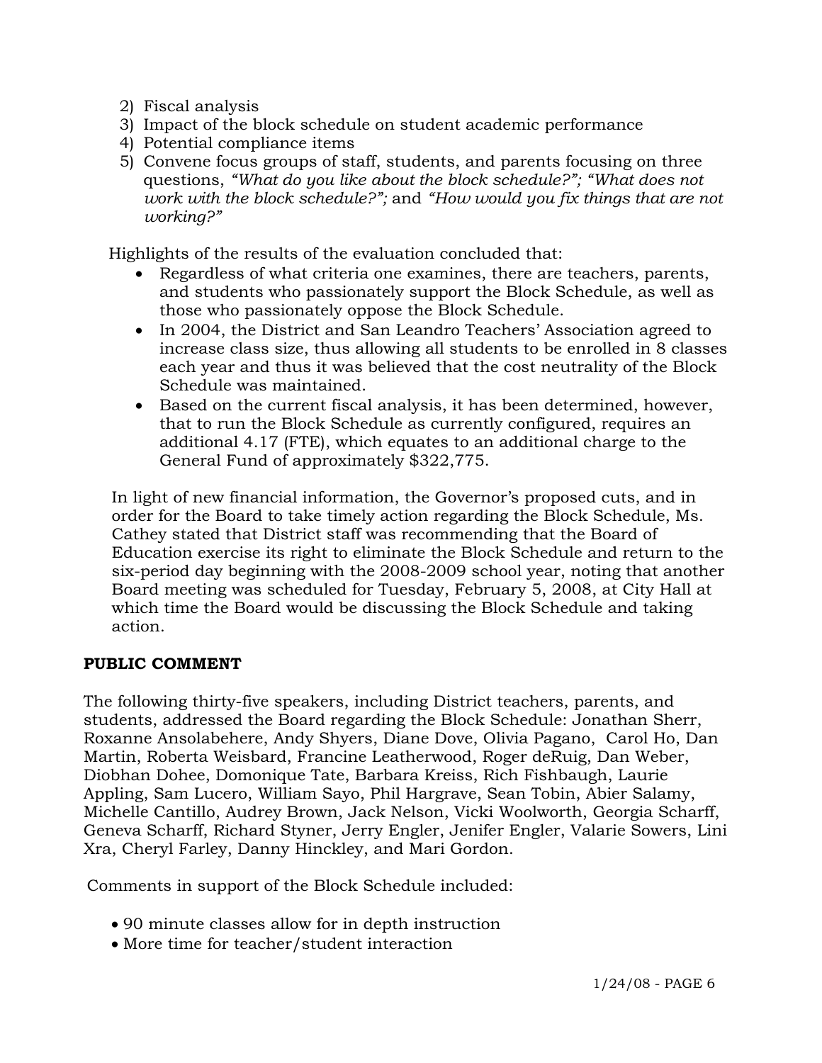2) Fiscal analysis
3) Impact of the block schedule on student academic performance
4) Potential compliance items
5) Convene focus groups of staff, students, and parents focusing on three questions, *"What do you like about the block schedule?"; "What does not work with the block schedule?";* and *"How would you fix things that are not working?"*

Highlights of the results of the evaluation concluded that:

- Regardless of what criteria one examines, there are teachers, parents, and students who passionately support the Block Schedule, as well as those who passionately oppose the Block Schedule.
- In 2004, the District and San Leandro Teachers' Association agreed to increase class size, thus allowing all students to be enrolled in 8 classes each year and thus it was believed that the cost neutrality of the Block Schedule was maintained.
- Based on the current fiscal analysis, it has been determined, however, that to run the Block Schedule as currently configured, requires an additional 4.17 (FTE), which equates to an additional charge to the General Fund of approximately $322,775.

In light of new financial information, the Governor's proposed cuts, and in order for the Board to take timely action regarding the Block Schedule, Ms. Cathey stated that District staff was recommending that the Board of Education exercise its right to eliminate the Block Schedule and return to the six-period day beginning with the 2008-2009 school year, noting that another Board meeting was scheduled for Tuesday, February 5, 2008, at City Hall at which time the Board would be discussing the Block Schedule and taking action.

**PUBLIC COMMENT**

The following thirty-five speakers, including District teachers, parents, and students, addressed the Board regarding the Block Schedule: Jonathan Sherr, Roxanne Ansolabehere, Andy Shyers, Diane Dove, Olivia Pagano, Carol Ho, Dan Martin, Roberta Weisbard, Francine Leatherwood, Roger deRuig, Dan Weber, Diobhan Dohee, Domonique Tate, Barbara Kreiss, Rich Fishbaugh, Laurie Appling, Sam Lucero, William Sayo, Phil Hargrave, Sean Tobin, Abier Salamy, Michelle Cantillo, Audrey Brown, Jack Nelson, Vicki Woolworth, Georgia Scharff, Geneva Scharff, Richard Styner, Jerry Engler, Jenifer Engler, Valarie Sowers, Lini Xra, Cheryl Farley, Danny Hinckley, and Mari Gordon.

Comments in support of the Block Schedule included:

- 90 minute classes allow for in depth instruction
- More time for teacher/student interaction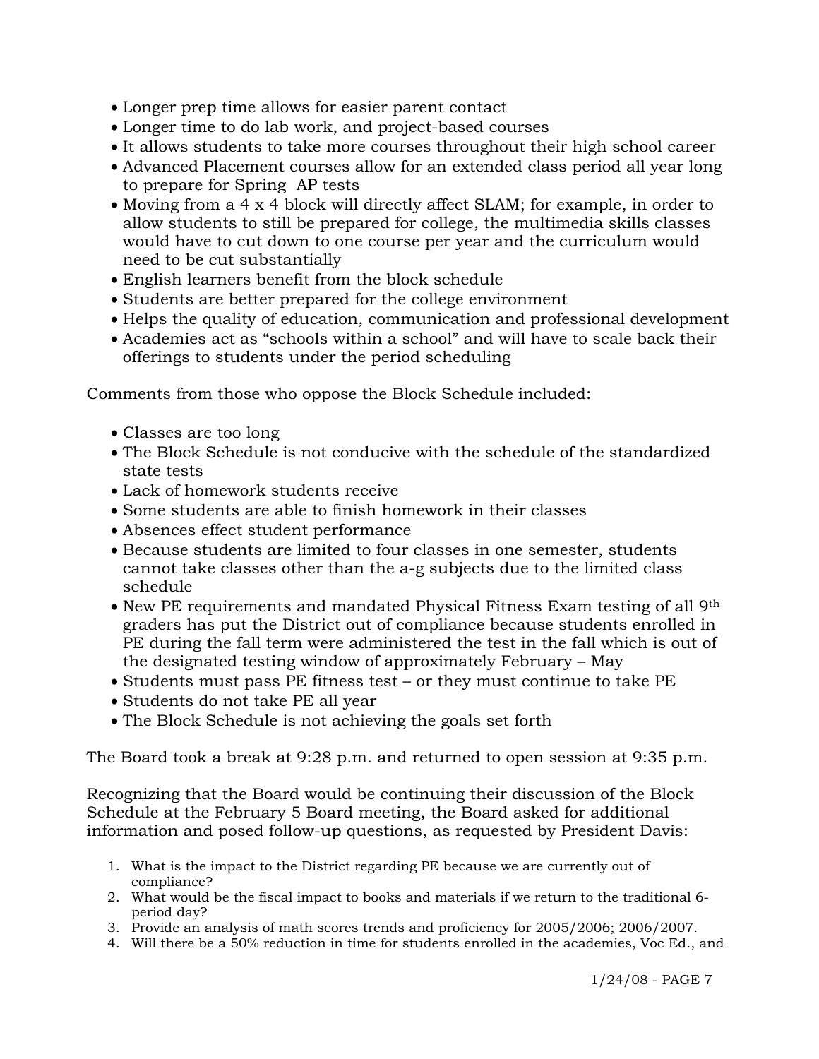- Longer prep time allows for easier parent contact
- Longer time to do lab work, and project-based courses
- It allows students to take more courses throughout their high school career
- Advanced Placement courses allow for an extended class period all year long to prepare for Spring AP tests
- Moving from a 4 x 4 block will directly affect SLAM; for example, in order to allow students to still be prepared for college, the multimedia skills classes would have to cut down to one course per year and the curriculum would need to be cut substantially
- English learners benefit from the block schedule
- Students are better prepared for the college environment
- Helps the quality of education, communication and professional development
- Academies act as "schools within a school" and will have to scale back their offerings to students under the period scheduling

Comments from those who oppose the Block Schedule included:

- Classes are too long
- The Block Schedule is not conducive with the schedule of the standardized state tests
- Lack of homework students receive
- Some students are able to finish homework in their classes
- Absences effect student performance
- Because students are limited to four classes in one semester, students cannot take classes other than the a-g subjects due to the limited class schedule
- New PE requirements and mandated Physical Fitness Exam testing of all 9th graders has put the District out of compliance because students enrolled in PE during the fall term were administered the test in the fall which is out of the designated testing window of approximately February – May
- Students must pass PE fitness test – or they must continue to take PE
- Students do not take PE all year
- The Block Schedule is not achieving the goals set forth

The Board took a break at 9:28 p.m. and returned to open session at 9:35 p.m.

Recognizing that the Board would be continuing their discussion of the Block Schedule at the February 5 Board meeting, the Board asked for additional information and posed follow-up questions, as requested by President Davis:

1. What is the impact to the District regarding PE because we are currently out of compliance?
2. What would be the fiscal impact to books and materials if we return to the traditional 6-period day?
3. Provide an analysis of math scores trends and proficiency for 2005/2006; 2006/2007.
4. Will there be a 50% reduction in time for students enrolled in the academies, Voc Ed., and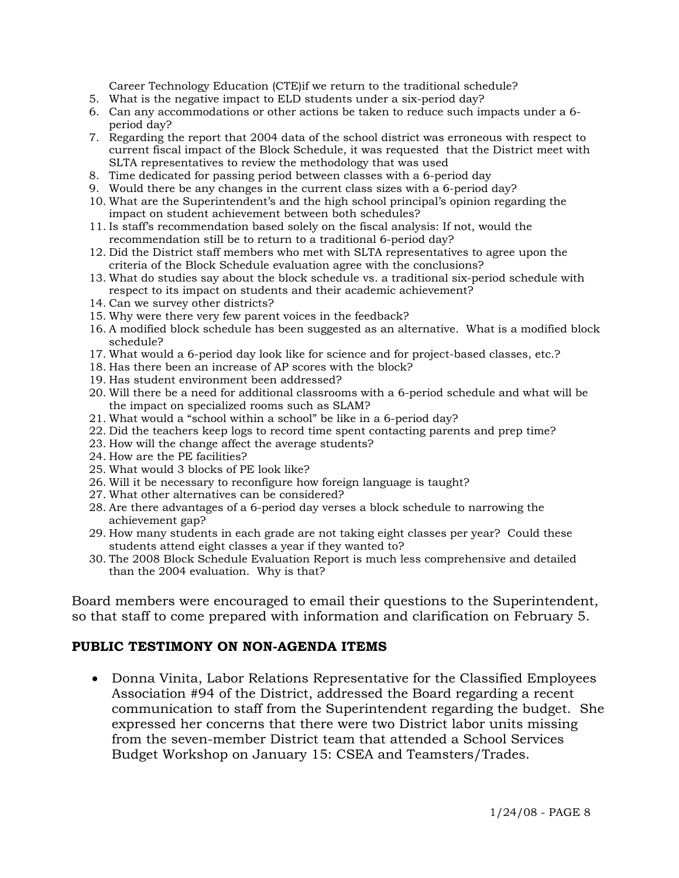Career Technology Education (CTE)if we return to the traditional schedule?

5. What is the negative impact to ELD students under a six-period day?
6. Can any accommodations or other actions be taken to reduce such impacts under a 6-period day?
7. Regarding the report that 2004 data of the school district was erroneous with respect to current fiscal impact of the Block Schedule, it was requested that the District meet with SLTA representatives to review the methodology that was used
8. Time dedicated for passing period between classes with a 6-period day
9. Would there be any changes in the current class sizes with a 6-period day?
10. What are the Superintendent's and the high school principal's opinion regarding the impact on student achievement between both schedules?
11. Is staff's recommendation based solely on the fiscal analysis: If not, would the recommendation still be to return to a traditional 6-period day?
12. Did the District staff members who met with SLTA representatives to agree upon the criteria of the Block Schedule evaluation agree with the conclusions?
13. What do studies say about the block schedule vs. a traditional six-period schedule with respect to its impact on students and their academic achievement?
14. Can we survey other districts?
15. Why were there very few parent voices in the feedback?
16. A modified block schedule has been suggested as an alternative. What is a modified block schedule?
17. What would a 6-period day look like for science and for project-based classes, etc.?
18. Has there been an increase of AP scores with the block?
19. Has student environment been addressed?
20. Will there be a need for additional classrooms with a 6-period schedule and what will be the impact on specialized rooms such as SLAM?
21. What would a "school within a school" be like in a 6-period day?
22. Did the teachers keep logs to record time spent contacting parents and prep time?
23. How will the change affect the average students?
24. How are the PE facilities?
25. What would 3 blocks of PE look like?
26. Will it be necessary to reconfigure how foreign language is taught?
27. What other alternatives can be considered?
28. Are there advantages of a 6-period day verses a block schedule to narrowing the achievement gap?
29. How many students in each grade are not taking eight classes per year? Could these students attend eight classes a year if they wanted to?
30. The 2008 Block Schedule Evaluation Report is much less comprehensive and detailed than the 2004 evaluation. Why is that?

Board members were encouraged to email their questions to the Superintendent, so that staff to come prepared with information and clarification on February 5.

## PUBLIC TESTIMONY ON NON-AGENDA ITEMS

- Donna Vinita, Labor Relations Representative for the Classified Employees Association #94 of the District, addressed the Board regarding a recent communication to staff from the Superintendent regarding the budget. She expressed her concerns that there were two District labor units missing from the seven-member District team that attended a School Services Budget Workshop on January 15: CSEA and Teamsters/Trades.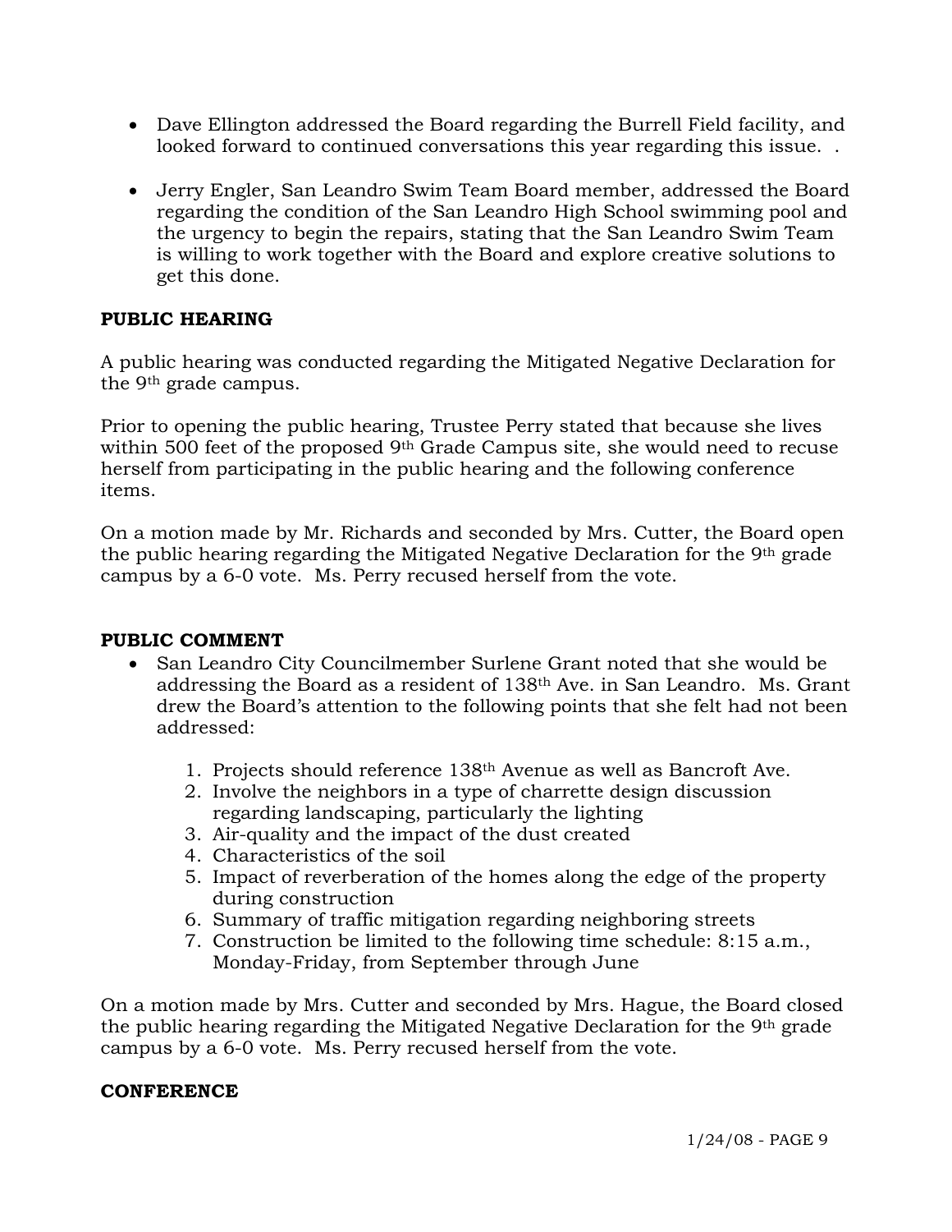- Dave Ellington addressed the Board regarding the Burrell Field facility, and looked forward to continued conversations this year regarding this issue. .

- Jerry Engler, San Leandro Swim Team Board member, addressed the Board regarding the condition of the San Leandro High School swimming pool and the urgency to begin the repairs, stating that the San Leandro Swim Team is willing to work together with the Board and explore creative solutions to get this done.

**PUBLIC HEARING**

A public hearing was conducted regarding the Mitigated Negative Declaration for the 9th grade campus.

Prior to opening the public hearing, Trustee Perry stated that because she lives within 500 feet of the proposed 9th Grade Campus site, she would need to recuse herself from participating in the public hearing and the following conference items.

On a motion made by Mr. Richards and seconded by Mrs. Cutter, the Board open the public hearing regarding the Mitigated Negative Declaration for the 9th grade campus by a 6-0 vote. Ms. Perry recused herself from the vote.

**PUBLIC COMMENT**

- San Leandro City Councilmember Surlene Grant noted that she would be addressing the Board as a resident of 138th Ave. in San Leandro. Ms. Grant drew the Board's attention to the following points that she felt had not been addressed:

    1. Projects should reference 138th Avenue as well as Bancroft Ave.
    2. Involve the neighbors in a type of charrette design discussion regarding landscaping, particularly the lighting
    3. Air-quality and the impact of the dust created
    4. Characteristics of the soil
    5. Impact of reverberation of the homes along the edge of the property during construction
    6. Summary of traffic mitigation regarding neighboring streets
    7. Construction be limited to the following time schedule: 8:15 a.m., Monday-Friday, from September through June

On a motion made by Mrs. Cutter and seconded by Mrs. Hague, the Board closed the public hearing regarding the Mitigated Negative Declaration for the 9th grade campus by a 6-0 vote. Ms. Perry recused herself from the vote.

**CONFERENCE**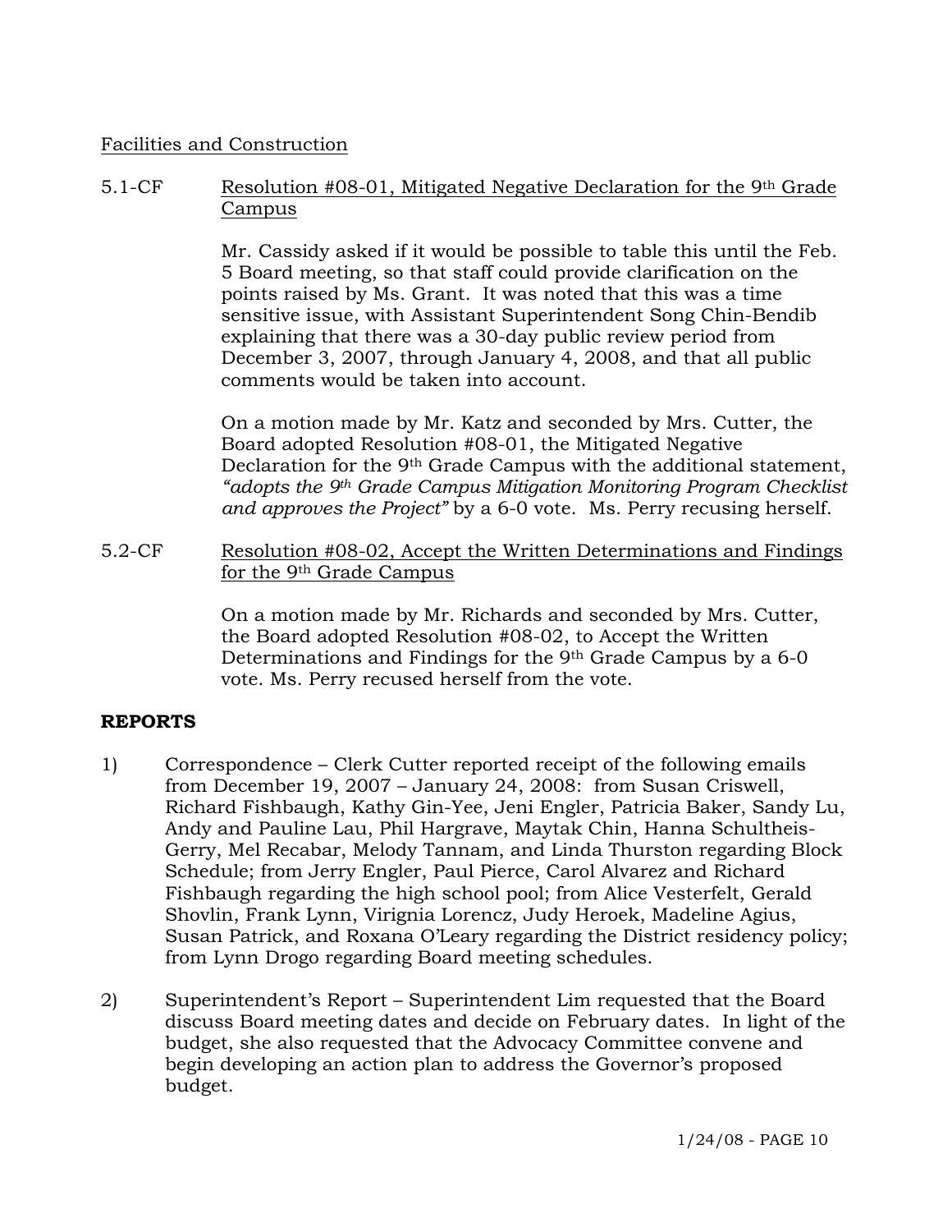Facilities and Construction

5.1-CF Resolution #08-01, Mitigated Negative Declaration for the 9th Grade Campus

Mr. Cassidy asked if it would be possible to table this until the Feb. 5 Board meeting, so that staff could provide clarification on the points raised by Ms. Grant. It was noted that this was a time sensitive issue, with Assistant Superintendent Song Chin-Bendib explaining that there was a 30-day public review period from December 3, 2007, through January 4, 2008, and that all public comments would be taken into account.

On a motion made by Mr. Katz and seconded by Mrs. Cutter, the Board adopted Resolution #08-01, the Mitigated Negative Declaration for the 9th Grade Campus with the additional statement, *"adopts the 9th Grade Campus Mitigation Monitoring Program Checklist and approves the Project"* by a 6-0 vote. Ms. Perry recusing herself.

5.2-CF Resolution #08-02, Accept the Written Determinations and Findings for the 9th Grade Campus

On a motion made by Mr. Richards and seconded by Mrs. Cutter, the Board adopted Resolution #08-02, to Accept the Written Determinations and Findings for the 9th Grade Campus by a 6-0 vote. Ms. Perry recused herself from the vote.

**REPORTS**

1) Correspondence – Clerk Cutter reported receipt of the following emails from December 19, 2007 – January 24, 2008: from Susan Criswell, Richard Fishbaugh, Kathy Gin-Yee, Jeni Engler, Patricia Baker, Sandy Lu, Andy and Pauline Lau, Phil Hargrave, Maytak Chin, Hanna Schultheis-Gerry, Mel Recabar, Melody Tannam, and Linda Thurston regarding Block Schedule; from Jerry Engler, Paul Pierce, Carol Alvarez and Richard Fishbaugh regarding the high school pool; from Alice Vesterfelt, Gerald Shovlin, Frank Lynn, Virignia Lorencz, Judy Heroek, Madeline Agius, Susan Patrick, and Roxana O'Leary regarding the District residency policy; from Lynn Drogo regarding Board meeting schedules.

2) Superintendent's Report – Superintendent Lim requested that the Board discuss Board meeting dates and decide on February dates. In light of the budget, she also requested that the Advocacy Committee convene and begin developing an action plan to address the Governor's proposed budget.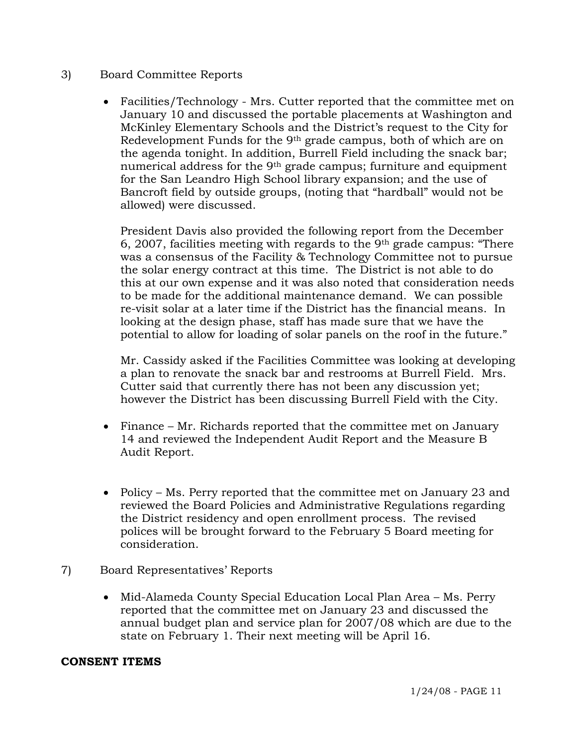3) Board Committee Reports

- Facilities/Technology - Mrs. Cutter reported that the committee met on January 10 and discussed the portable placements at Washington and McKinley Elementary Schools and the District's request to the City for Redevelopment Funds for the 9th grade campus, both of which are on the agenda tonight. In addition, Burrell Field including the snack bar; numerical address for the 9th grade campus; furniture and equipment for the San Leandro High School library expansion; and the use of Bancroft field by outside groups, (noting that "hardball" would not be allowed) were discussed.

  President Davis also provided the following report from the December 6, 2007, facilities meeting with regards to the 9th grade campus: "There was a consensus of the Facility & Technology Committee not to pursue the solar energy contract at this time. The District is not able to do this at our own expense and it was also noted that consideration needs to be made for the additional maintenance demand. We can possible re-visit solar at a later time if the District has the financial means. In looking at the design phase, staff has made sure that we have the potential to allow for loading of solar panels on the roof in the future."

  Mr. Cassidy asked if the Facilities Committee was looking at developing a plan to renovate the snack bar and restrooms at Burrell Field. Mrs. Cutter said that currently there has not been any discussion yet; however the District has been discussing Burrell Field with the City.

- Finance – Mr. Richards reported that the committee met on January 14 and reviewed the Independent Audit Report and the Measure B Audit Report.

- Policy – Ms. Perry reported that the committee met on January 23 and reviewed the Board Policies and Administrative Regulations regarding the District residency and open enrollment process. The revised polices will be brought forward to the February 5 Board meeting for consideration.

7) Board Representatives' Reports

- Mid-Alameda County Special Education Local Plan Area – Ms. Perry reported that the committee met on January 23 and discussed the annual budget plan and service plan for 2007/08 which are due to the state on February 1. Their next meeting will be April 16.

**CONSENT ITEMS**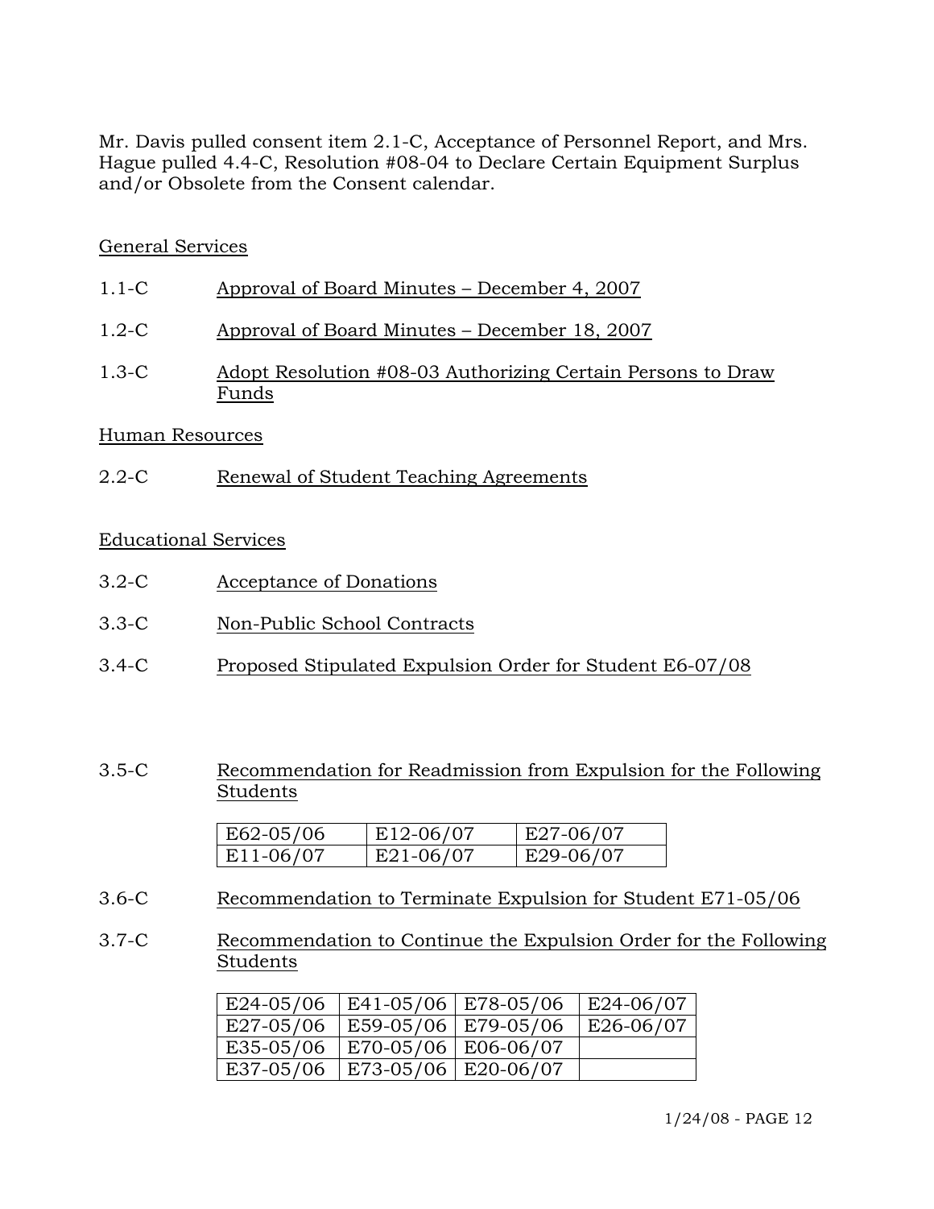Mr. Davis pulled consent item 2.1-C, Acceptance of Personnel Report, and Mrs. Hague pulled 4.4-C, Resolution #08-04 to Declare Certain Equipment Surplus and/or Obsolete from the Consent calendar.

General Services

1.1-C Approval of Board Minutes – December 4, 2007

1.2-C Approval of Board Minutes – December 18, 2007

1.3-C Adopt Resolution #08-03 Authorizing Certain Persons to Draw Funds

Human Resources

2.2-C Renewal of Student Teaching Agreements

Educational Services

3.2-C Acceptance of Donations

3.3-C Non-Public School Contracts

3.4-C Proposed Stipulated Expulsion Order for Student E6-07/08

3.5-C Recommendation for Readmission from Expulsion for the Following Students

| | | |
|---|---|---|
| E62-05/06 | E12-06/07 | E27-06/07 |
| E11-06/07 | E21-06/07 | E29-06/07 |

3.6-C Recommendation to Terminate Expulsion for Student E71-05/06

3.7-C Recommendation to Continue the Expulsion Order for the Following Students

| | | | |
|---|---|---|---|
| E24-05/06 | E41-05/06 | E78-05/06 | E24-06/07 |
| E27-05/06 | E59-05/06 | E79-05/06 | E26-06/07 |
| E35-05/06 | E70-05/06 | E06-06/07 | |
| E37-05/06 | E73-05/06 | E20-06/07 | |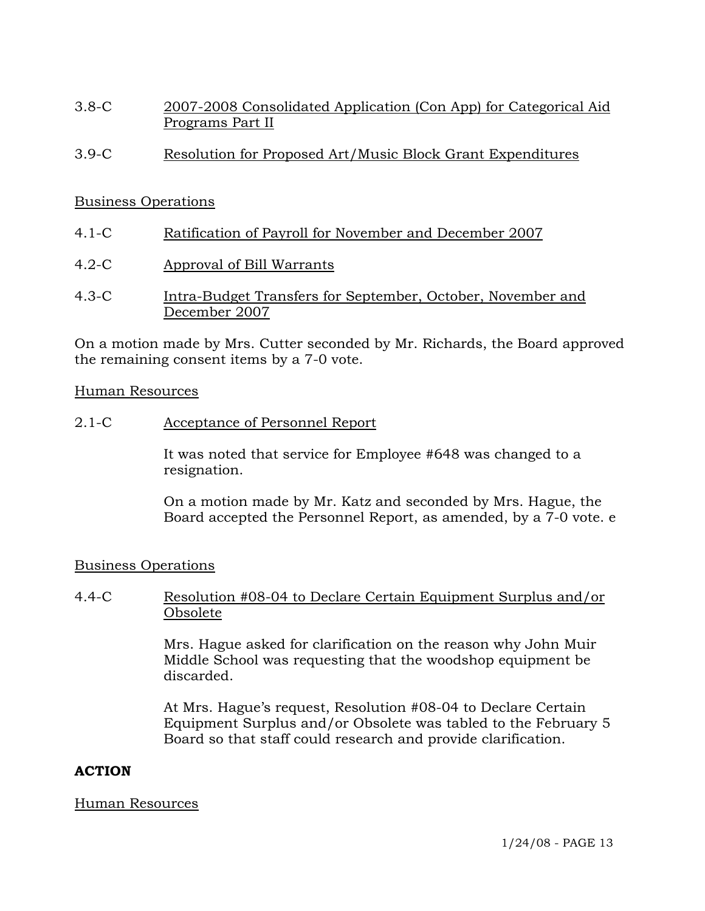3.8-C 2007-2008 Consolidated Application (Con App) for Categorical Aid Programs Part II

3.9-C Resolution for Proposed Art/Music Block Grant Expenditures

Business Operations

4.1-C Ratification of Payroll for November and December 2007

4.2-C Approval of Bill Warrants

4.3-C Intra-Budget Transfers for September, October, November and December 2007

On a motion made by Mrs. Cutter seconded by Mr. Richards, the Board approved the remaining consent items by a 7-0 vote.

Human Resources

2.1-C Acceptance of Personnel Report

It was noted that service for Employee #648 was changed to a resignation.

On a motion made by Mr. Katz and seconded by Mrs. Hague, the Board accepted the Personnel Report, as amended, by a 7-0 vote. e

Business Operations

4.4-C Resolution #08-04 to Declare Certain Equipment Surplus and/or Obsolete

Mrs. Hague asked for clarification on the reason why John Muir Middle School was requesting that the woodshop equipment be discarded.

At Mrs. Hague's request, Resolution #08-04 to Declare Certain Equipment Surplus and/or Obsolete was tabled to the February 5 Board so that staff could research and provide clarification.

**ACTION**

Human Resources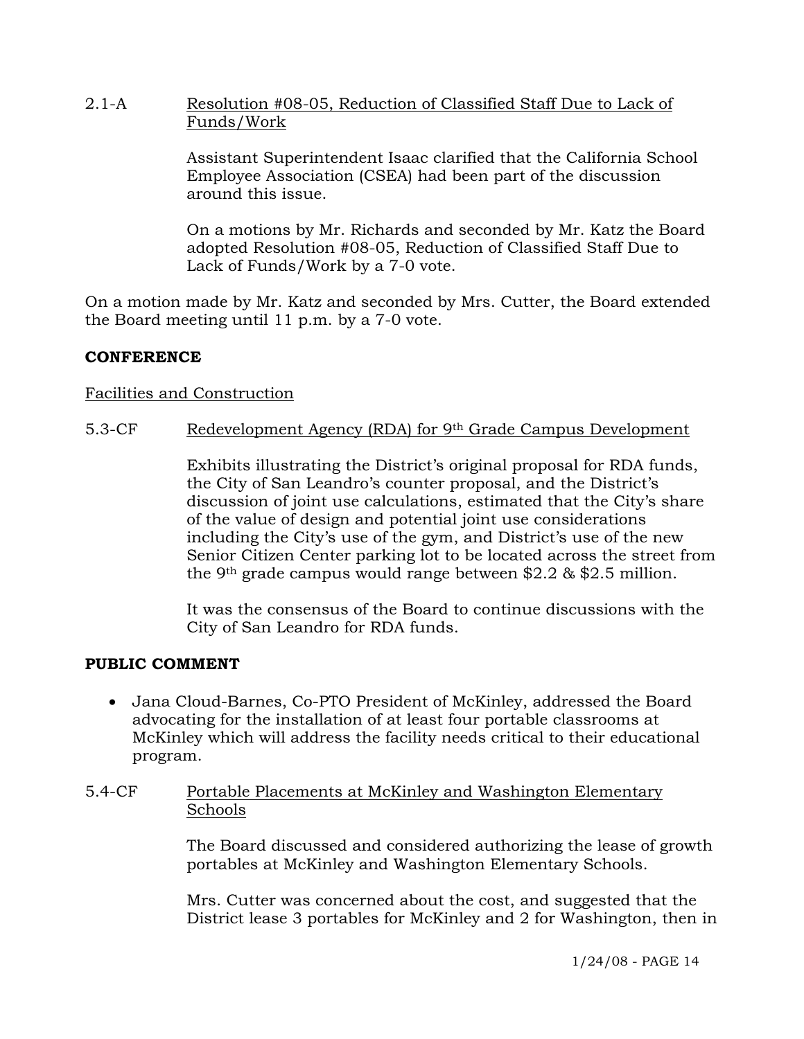2.1-A Resolution #08-05, Reduction of Classified Staff Due to Lack of Funds/Work

Assistant Superintendent Isaac clarified that the California School Employee Association (CSEA) had been part of the discussion around this issue.

On a motions by Mr. Richards and seconded by Mr. Katz the Board adopted Resolution #08-05, Reduction of Classified Staff Due to Lack of Funds/Work by a 7-0 vote.

On a motion made by Mr. Katz and seconded by Mrs. Cutter, the Board extended the Board meeting until 11 p.m. by a 7-0 vote.

**CONFERENCE**

Facilities and Construction

5.3-CF Redevelopment Agency (RDA) for 9th Grade Campus Development

Exhibits illustrating the District's original proposal for RDA funds, the City of San Leandro's counter proposal, and the District's discussion of joint use calculations, estimated that the City's share of the value of design and potential joint use considerations including the City's use of the gym, and District's use of the new Senior Citizen Center parking lot to be located across the street from the 9th grade campus would range between $2.2 & $2.5 million.

It was the consensus of the Board to continue discussions with the City of San Leandro for RDA funds.

**PUBLIC COMMENT**

- Jana Cloud-Barnes, Co-PTO President of McKinley, addressed the Board advocating for the installation of at least four portable classrooms at McKinley which will address the facility needs critical to their educational program.

5.4-CF Portable Placements at McKinley and Washington Elementary Schools

The Board discussed and considered authorizing the lease of growth portables at McKinley and Washington Elementary Schools.

Mrs. Cutter was concerned about the cost, and suggested that the District lease 3 portables for McKinley and 2 for Washington, then in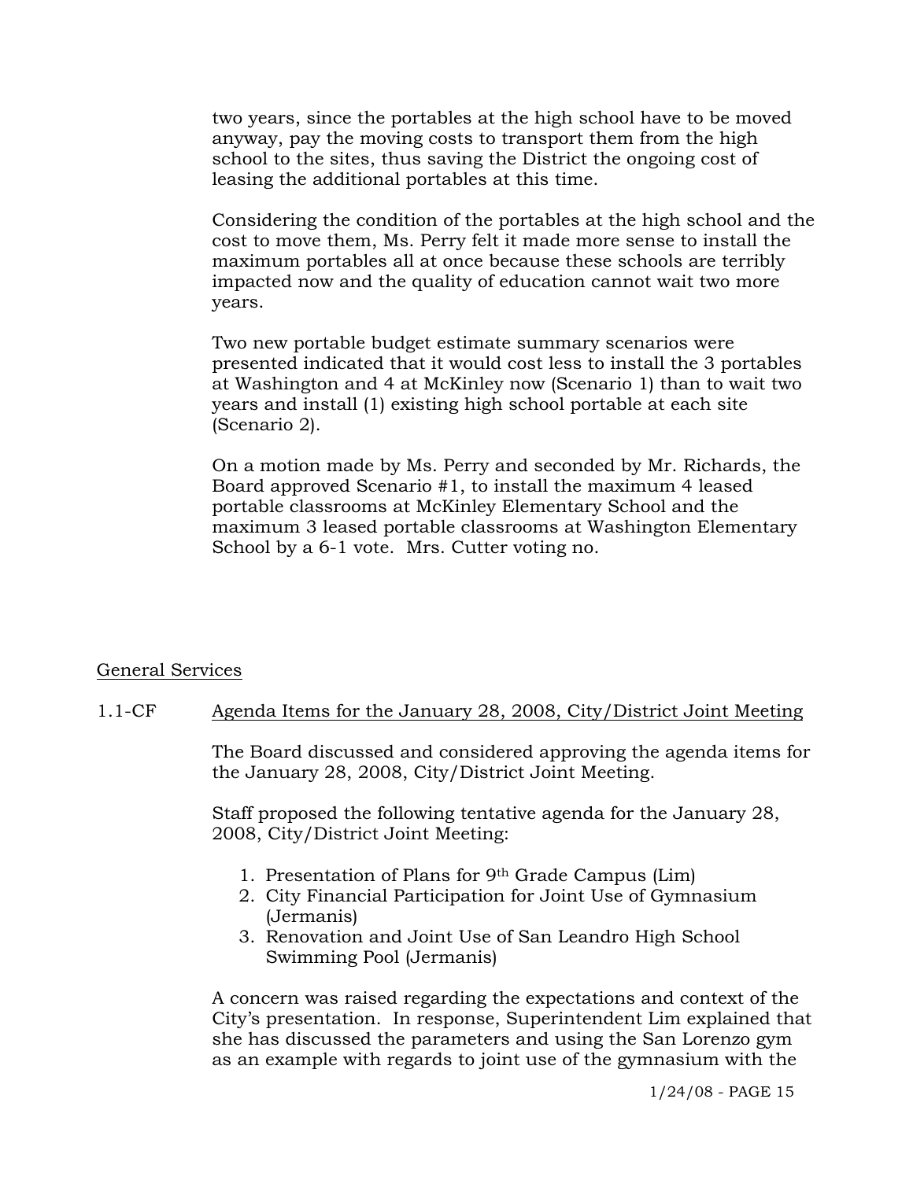two years, since the portables at the high school have to be moved anyway, pay the moving costs to transport them from the high school to the sites, thus saving the District the ongoing cost of leasing the additional portables at this time.

Considering the condition of the portables at the high school and the cost to move them, Ms. Perry felt it made more sense to install the maximum portables all at once because these schools are terribly impacted now and the quality of education cannot wait two more years.

Two new portable budget estimate summary scenarios were presented indicated that it would cost less to install the 3 portables at Washington and 4 at McKinley now (Scenario 1) than to wait two years and install (1) existing high school portable at each site (Scenario 2).

On a motion made by Ms. Perry and seconded by Mr. Richards, the Board approved Scenario #1, to install the maximum 4 leased portable classrooms at McKinley Elementary School and the maximum 3 leased portable classrooms at Washington Elementary School by a 6-1 vote. Mrs. Cutter voting no.

## General Services

### 1.1-CF Agenda Items for the January 28, 2008, City/District Joint Meeting

The Board discussed and considered approving the agenda items for the January 28, 2008, City/District Joint Meeting.

Staff proposed the following tentative agenda for the January 28, 2008, City/District Joint Meeting:

1. Presentation of Plans for 9th Grade Campus (Lim)
2. City Financial Participation for Joint Use of Gymnasium (Jermanis)
3. Renovation and Joint Use of San Leandro High School Swimming Pool (Jermanis)

A concern was raised regarding the expectations and context of the City's presentation. In response, Superintendent Lim explained that she has discussed the parameters and using the San Lorenzo gym as an example with regards to joint use of the gymnasium with the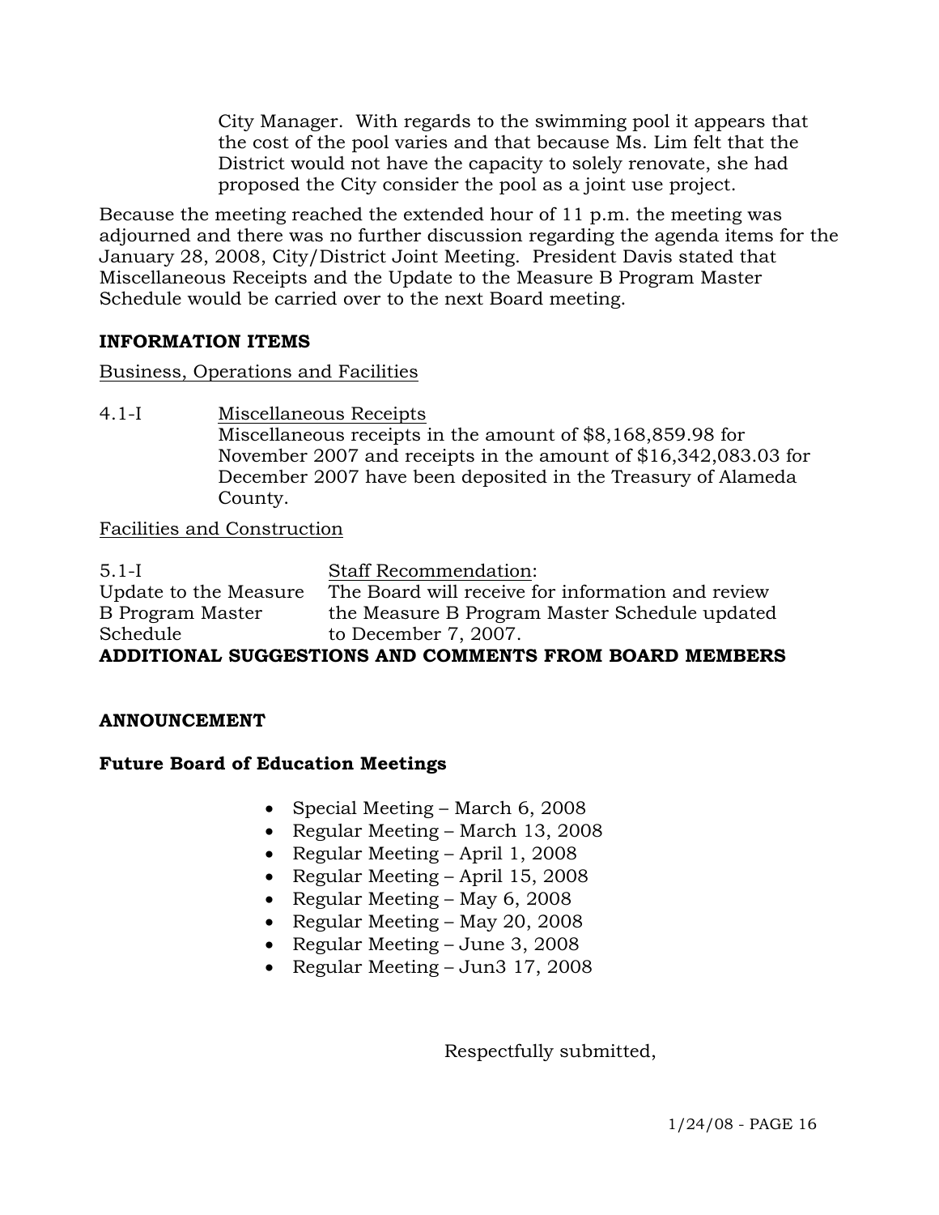City Manager. With regards to the swimming pool it appears that the cost of the pool varies and that because Ms. Lim felt that the District would not have the capacity to solely renovate, she had proposed the City consider the pool as a joint use project.

Because the meeting reached the extended hour of 11 p.m. the meeting was adjourned and there was no further discussion regarding the agenda items for the January 28, 2008, City/District Joint Meeting. President Davis stated that Miscellaneous Receipts and the Update to the Measure B Program Master Schedule would be carried over to the next Board meeting.

**INFORMATION ITEMS**

Business, Operations and Facilities

4.1-I Miscellaneous Receipts
Miscellaneous receipts in the amount of $8,168,859.98 for November 2007 and receipts in the amount of $16,342,083.03 for December 2007 have been deposited in the Treasury of Alameda County.

Facilities and Construction

5.1-I Update to the Measure B Program Master Schedule
Staff Recommendation:
The Board will receive for information and review the Measure B Program Master Schedule updated to December 7, 2007.

**ADDITIONAL SUGGESTIONS AND COMMENTS FROM BOARD MEMBERS**

**ANNOUNCEMENT**

**Future Board of Education Meetings**

- Special Meeting – March 6, 2008
- Regular Meeting – March 13, 2008
- Regular Meeting – April 1, 2008
- Regular Meeting – April 15, 2008
- Regular Meeting – May 6, 2008
- Regular Meeting – May 20, 2008
- Regular Meeting – June 3, 2008
- Regular Meeting – Jun3 17, 2008

Respectfully submitted,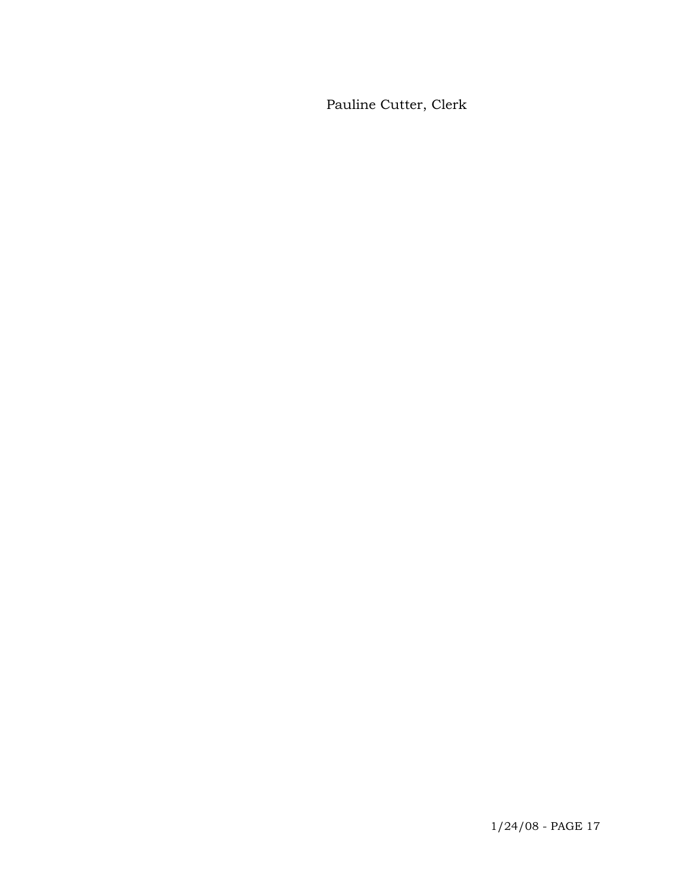Pauline Cutter, Clerk